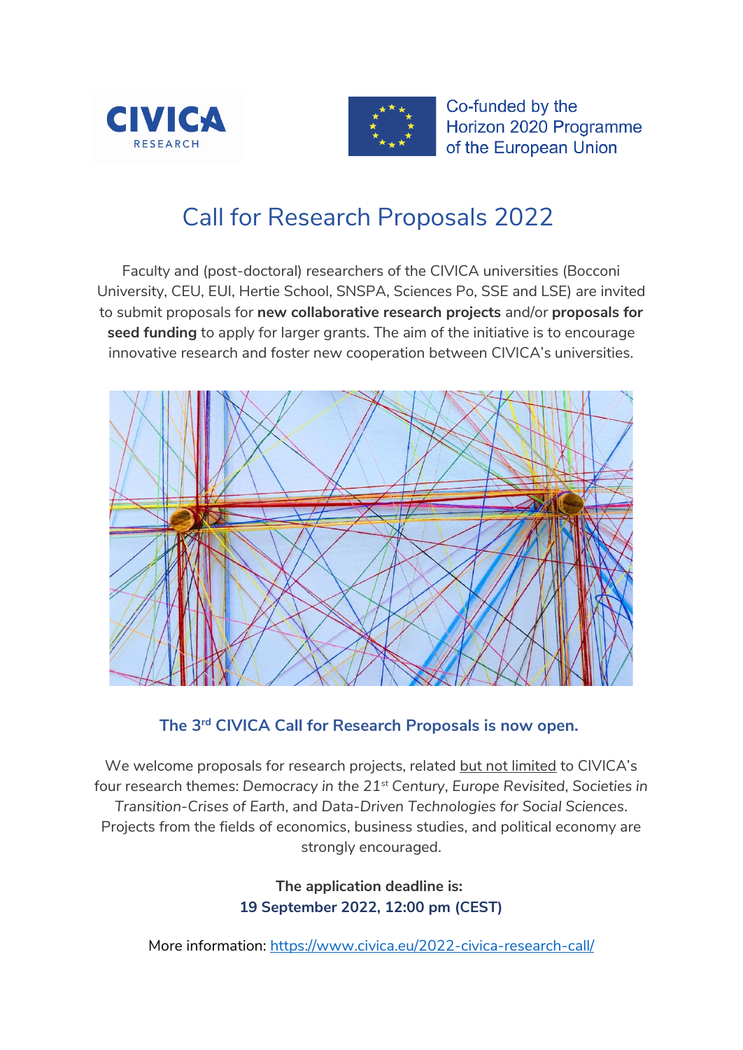CIVICA RESEARCH

Co-funded by the Horizon 2020 Programme of the European Union

# Call for Research Proposals 2022

Faculty and (post-doctoral) researchers of the CIVICA universities (Bocconi University, CEU, EUI, Hertie School, SNSPA, Sciences Po, SSE and LSE) are invited to submit proposals for **new collaborative research projects** and/or **proposals for seed funding** to apply for larger grants. The aim of the initiative is to encourage innovative research and foster new cooperation between CIVICA's universities.

**The 3rd CIVICA Call for Research Proposals is now open.**

We welcome proposals for research projects, related but not limited to CIVICA's four research themes: *Democracy in the 21st Century*, *Europe Revisited*, *Societies in Transition-Crises of Earth*, and *Data-Driven Technologies for Social Sciences*. Projects from the fields of economics, business studies, and political economy are strongly encouraged.

**The application deadline is:**
**19 September 2022, 12:00 pm (CEST)**

More information: https://www.civica.eu/2022-civica-research-call/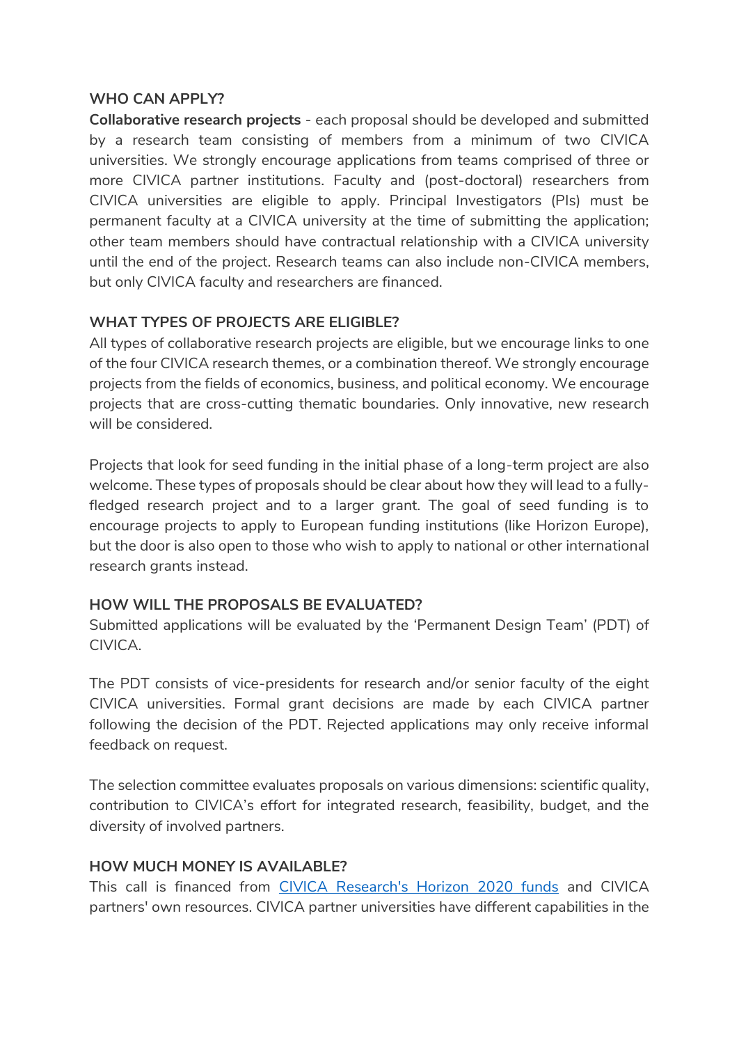### WHO CAN APPLY?

**Collaborative research projects** - each proposal should be developed and submitted by a research team consisting of members from a minimum of two CIVICA universities. We strongly encourage applications from teams comprised of three or more CIVICA partner institutions. Faculty and (post-doctoral) researchers from CIVICA universities are eligible to apply. Principal Investigators (PIs) must be permanent faculty at a CIVICA university at the time of submitting the application; other team members should have contractual relationship with a CIVICA university until the end of the project. Research teams can also include non-CIVICA members, but only CIVICA faculty and researchers are financed.

### WHAT TYPES OF PROJECTS ARE ELIGIBLE?

All types of collaborative research projects are eligible, but we encourage links to one of the four CIVICA research themes, or a combination thereof. We strongly encourage projects from the fields of economics, business, and political economy. We encourage projects that are cross-cutting thematic boundaries. Only innovative, new research will be considered.

Projects that look for seed funding in the initial phase of a long-term project are also welcome. These types of proposals should be clear about how they will lead to a fully-fledged research project and to a larger grant. The goal of seed funding is to encourage projects to apply to European funding institutions (like Horizon Europe), but the door is also open to those who wish to apply to national or other international research grants instead.

### HOW WILL THE PROPOSALS BE EVALUATED?

Submitted applications will be evaluated by the 'Permanent Design Team' (PDT) of CIVICA.

The PDT consists of vice-presidents for research and/or senior faculty of the eight CIVICA universities. Formal grant decisions are made by each CIVICA partner following the decision of the PDT. Rejected applications may only receive informal feedback on request.

The selection committee evaluates proposals on various dimensions: scientific quality, contribution to CIVICA's effort for integrated research, feasibility, budget, and the diversity of involved partners.

### HOW MUCH MONEY IS AVAILABLE?

This call is financed from [CIVICA Research's Horizon 2020 funds] and CIVICA partners' own resources. CIVICA partner universities have different capabilities in the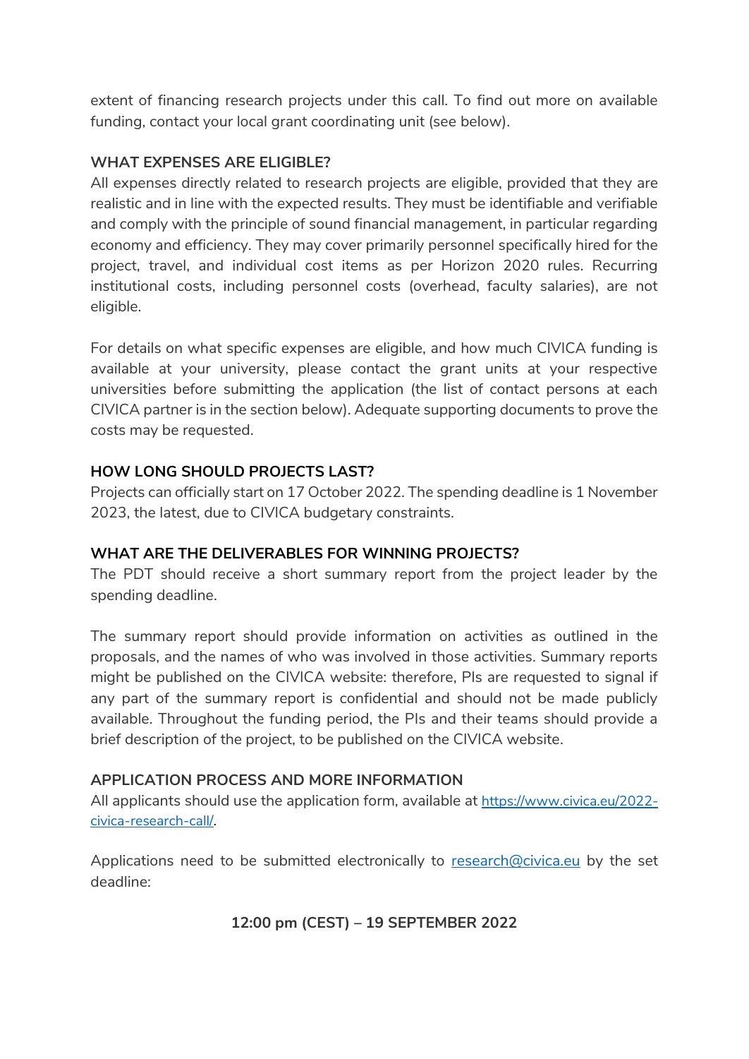extent of financing research projects under this call. To find out more on available funding, contact your local grant coordinating unit (see below).

## WHAT EXPENSES ARE ELIGIBLE?

All expenses directly related to research projects are eligible, provided that they are realistic and in line with the expected results. They must be identifiable and verifiable and comply with the principle of sound financial management, in particular regarding economy and efficiency. They may cover primarily personnel specifically hired for the project, travel, and individual cost items as per Horizon 2020 rules. Recurring institutional costs, including personnel costs (overhead, faculty salaries), are not eligible.

For details on what specific expenses are eligible, and how much CIVICA funding is available at your university, please contact the grant units at your respective universities before submitting the application (the list of contact persons at each CIVICA partner is in the section below). Adequate supporting documents to prove the costs may be requested.

## HOW LONG SHOULD PROJECTS LAST?

Projects can officially start on 17 October 2022. The spending deadline is 1 November 2023, the latest, due to CIVICA budgetary constraints.

## WHAT ARE THE DELIVERABLES FOR WINNING PROJECTS?

The PDT should receive a short summary report from the project leader by the spending deadline.

The summary report should provide information on activities as outlined in the proposals, and the names of who was involved in those activities. Summary reports might be published on the CIVICA website: therefore, PIs are requested to signal if any part of the summary report is confidential and should not be made publicly available. Throughout the funding period, the PIs and their teams should provide a brief description of the project, to be published on the CIVICA website.

## APPLICATION PROCESS AND MORE INFORMATION

All applicants should use the application form, available at [https://www.civica.eu/2022-civica-research-call/](https://www.civica.eu/2022-civica-research-call/).

Applications need to be submitted electronically to [research@civica.eu](mailto:research@civica.eu) by the set deadline:

**12:00 pm (CEST) – 19 SEPTEMBER 2022**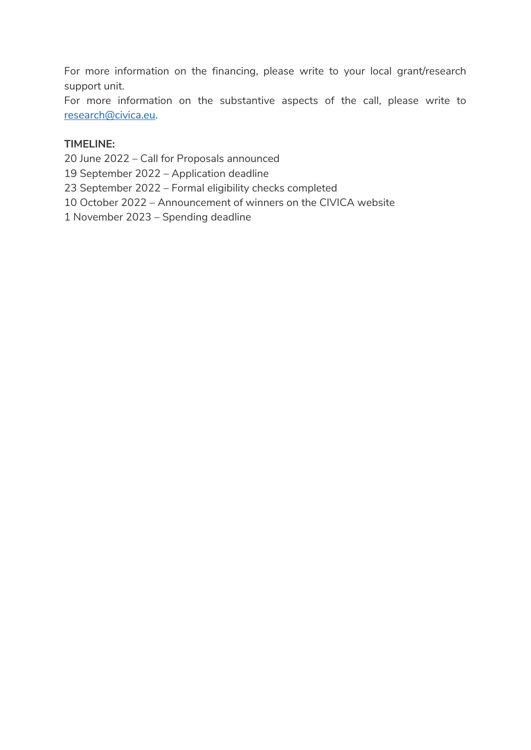For more information on the financing, please write to your local grant/research support unit.
For more information on the substantive aspects of the call, please write to research@civica.eu.

**TIMELINE:**
20 June 2022 – Call for Proposals announced
19 September 2022 – Application deadline
23 September 2022 – Formal eligibility checks completed
10 October 2022 – Announcement of winners on the CIVICA website
1 November 2023 – Spending deadline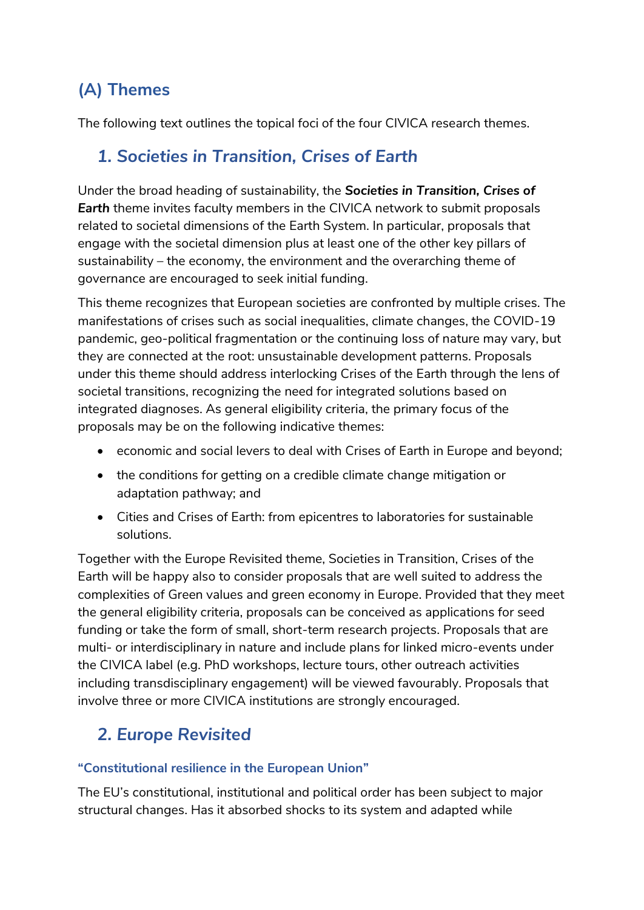## (A) Themes

The following text outlines the topical foci of the four CIVICA research themes.

### 1. *Societies in Transition, Crises of Earth*

Under the broad heading of sustainability, the ***Societies in Transition, Crises of Earth*** theme invites faculty members in the CIVICA network to submit proposals related to societal dimensions of the Earth System. In particular, proposals that engage with the societal dimension plus at least one of the other key pillars of sustainability – the economy, the environment and the overarching theme of governance are encouraged to seek initial funding.

This theme recognizes that European societies are confronted by multiple crises. The manifestations of crises such as social inequalities, climate changes, the COVID-19 pandemic, geo-political fragmentation or the continuing loss of nature may vary, but they are connected at the root: unsustainable development patterns. Proposals under this theme should address interlocking Crises of the Earth through the lens of societal transitions, recognizing the need for integrated solutions based on integrated diagnoses. As general eligibility criteria, the primary focus of the proposals may be on the following indicative themes:

- economic and social levers to deal with Crises of Earth in Europe and beyond;
- the conditions for getting on a credible climate change mitigation or adaptation pathway; and
- Cities and Crises of Earth: from epicentres to laboratories for sustainable solutions.

Together with the Europe Revisited theme, Societies in Transition, Crises of the Earth will be happy also to consider proposals that are well suited to address the complexities of Green values and green economy in Europe. Provided that they meet the general eligibility criteria, proposals can be conceived as applications for seed funding or take the form of small, short-term research projects. Proposals that are multi- or interdisciplinary in nature and include plans for linked micro-events under the CIVICA label (e.g. PhD workshops, lecture tours, other outreach activities including transdisciplinary engagement) will be viewed favourably. Proposals that involve three or more CIVICA institutions are strongly encouraged.

### 2. *Europe Revisited*

#### "Constitutional resilience in the European Union"

The EU's constitutional, institutional and political order has been subject to major structural changes. Has it absorbed shocks to its system and adapted while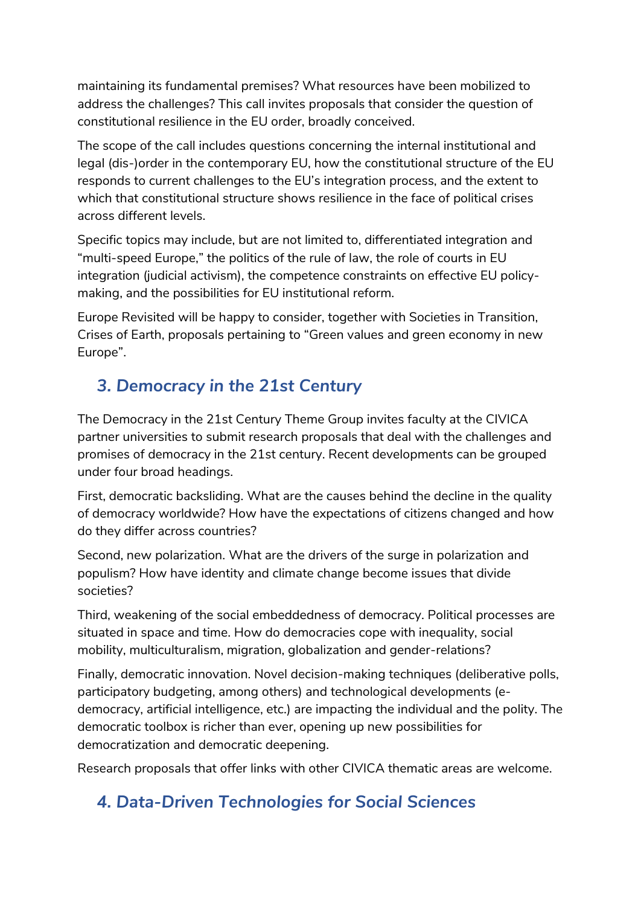maintaining its fundamental premises? What resources have been mobilized to address the challenges? This call invites proposals that consider the question of constitutional resilience in the EU order, broadly conceived.

The scope of the call includes questions concerning the internal institutional and legal (dis-)order in the contemporary EU, how the constitutional structure of the EU responds to current challenges to the EU's integration process, and the extent to which that constitutional structure shows resilience in the face of political crises across different levels.

Specific topics may include, but are not limited to, differentiated integration and "multi-speed Europe," the politics of the rule of law, the role of courts in EU integration (judicial activism), the competence constraints on effective EU policy-making, and the possibilities for EU institutional reform.

Europe Revisited will be happy to consider, together with Societies in Transition, Crises of Earth, proposals pertaining to "Green values and green economy in new Europe".

## 3. *Democracy in the 21st Century*

The Democracy in the 21st Century Theme Group invites faculty at the CIVICA partner universities to submit research proposals that deal with the challenges and promises of democracy in the 21st century. Recent developments can be grouped under four broad headings.

First, democratic backsliding. What are the causes behind the decline in the quality of democracy worldwide? How have the expectations of citizens changed and how do they differ across countries?

Second, new polarization. What are the drivers of the surge in polarization and populism? How have identity and climate change become issues that divide societies?

Third, weakening of the social embeddedness of democracy. Political processes are situated in space and time. How do democracies cope with inequality, social mobility, multiculturalism, migration, globalization and gender-relations?

Finally, democratic innovation. Novel decision-making techniques (deliberative polls, participatory budgeting, among others) and technological developments (e-democracy, artificial intelligence, etc.) are impacting the individual and the polity. The democratic toolbox is richer than ever, opening up new possibilities for democratization and democratic deepening.

Research proposals that offer links with other CIVICA thematic areas are welcome.

## 4. *Data-Driven Technologies for Social Sciences*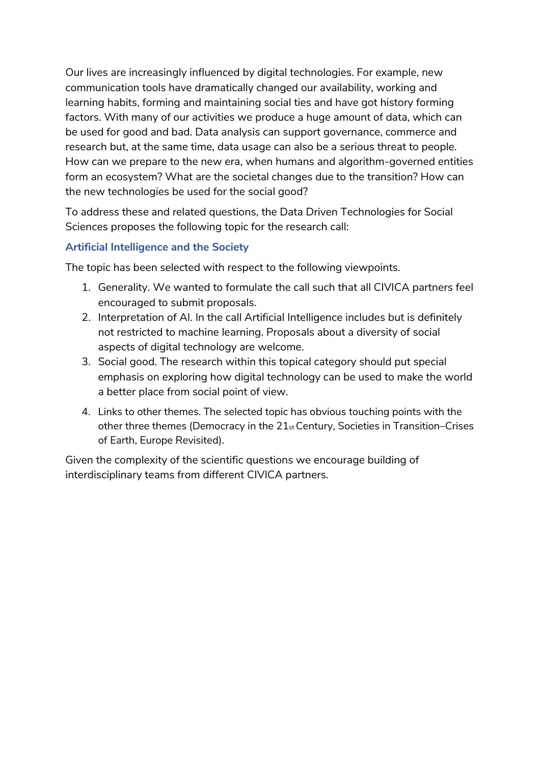Our lives are increasingly influenced by digital technologies. For example, new communication tools have dramatically changed our availability, working and learning habits, forming and maintaining social ties and have got history forming factors. With many of our activities we produce a huge amount of data, which can be used for good and bad. Data analysis can support governance, commerce and research but, at the same time, data usage can also be a serious threat to people. How can we prepare to the new era, when humans and algorithm-governed entities form an ecosystem? What are the societal changes due to the transition? How can the new technologies be used for the social good?

To address these and related questions, the Data Driven Technologies for Social Sciences proposes the following topic for the research call:

### Artificial Intelligence and the Society

The topic has been selected with respect to the following viewpoints.

1. Generality. We wanted to formulate the call such that all CIVICA partners feel encouraged to submit proposals.
2. Interpretation of AI. In the call Artificial Intelligence includes but is definitely not restricted to machine learning. Proposals about a diversity of social aspects of digital technology are welcome.
3. Social good. The research within this topical category should put special emphasis on exploring how digital technology can be used to make the world a better place from social point of view.
4. Links to other themes. The selected topic has obvious touching points with the other three themes (Democracy in the 21st Century, Societies in Transition–Crises of Earth, Europe Revisited).

Given the complexity of the scientific questions we encourage building of interdisciplinary teams from different CIVICA partners.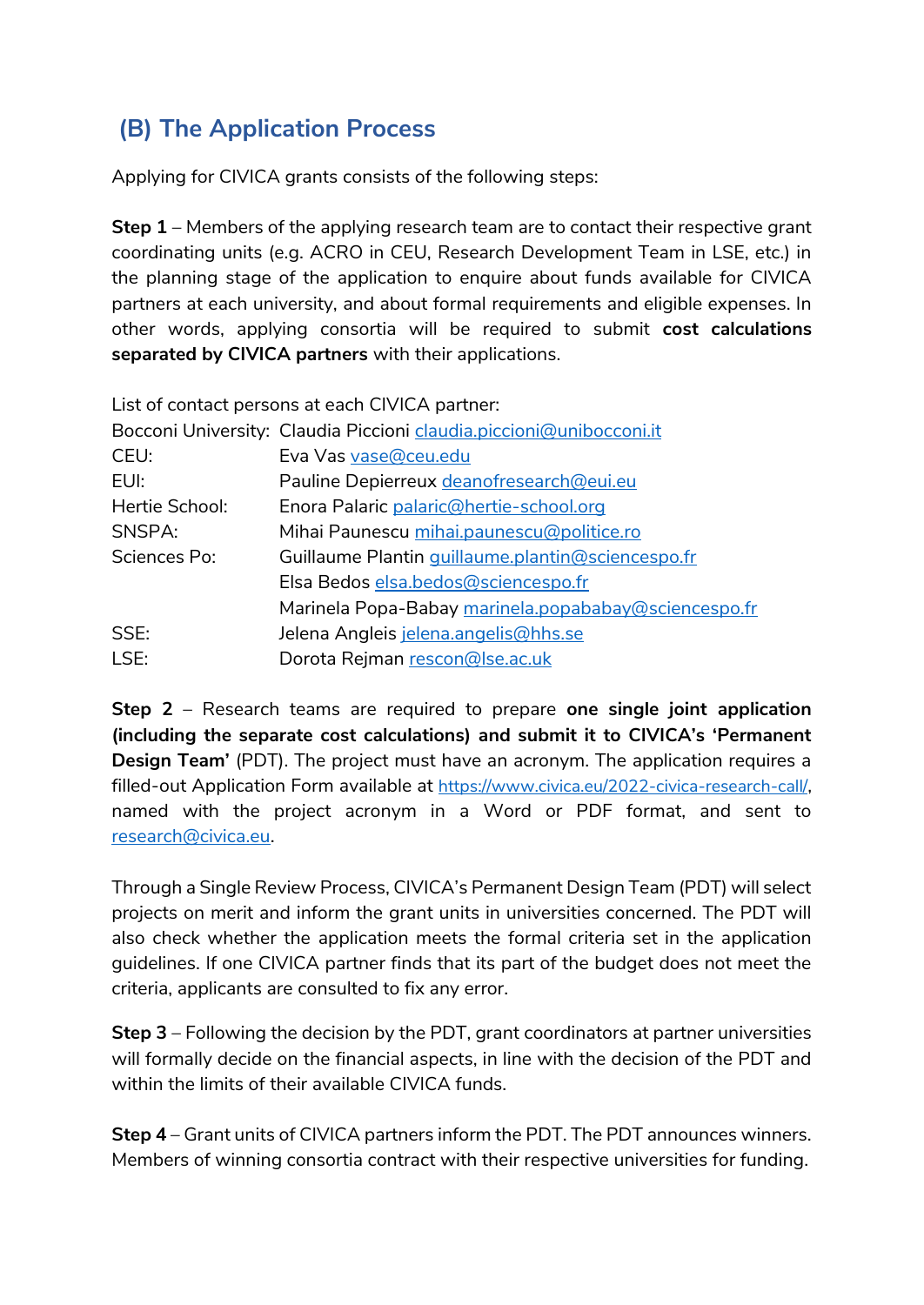## (B) The Application Process

Applying for CIVICA grants consists of the following steps:

**Step 1** – Members of the applying research team are to contact their respective grant coordinating units (e.g. ACRO in CEU, Research Development Team in LSE, etc.) in the planning stage of the application to enquire about funds available for CIVICA partners at each university, and about formal requirements and eligible expenses. In other words, applying consortia will be required to submit **cost calculations separated by CIVICA partners** with their applications.

List of contact persons at each CIVICA partner:

| | |
|---|---|
| Bocconi University: | Claudia Piccioni claudia.piccioni@unibocconi.it |
| CEU: | Eva Vas vase@ceu.edu |
| EUI: | Pauline Depierreux deanofresearch@eui.eu |
| Hertie School: | Enora Palaric palaric@hertie-school.org |
| SNSPA: | Mihai Paunescu mihai.paunescu@politice.ro |
| Sciences Po: | Guillaume Plantin guillaume.plantin@sciencespo.fr |
| | Elsa Bedos elsa.bedos@sciencespo.fr |
| | Marinela Popa-Babay marinela.popababay@sciencespo.fr |
| SSE: | Jelena Angleis jelena.angelis@hhs.se |
| LSE: | Dorota Rejman rescon@lse.ac.uk |

**Step 2** – Research teams are required to prepare **one single joint application (including the separate cost calculations) and submit it to CIVICA's 'Permanent Design Team'** (PDT). The project must have an acronym. The application requires a filled-out Application Form available at https://www.civica.eu/2022-civica-research-call/, named with the project acronym in a Word or PDF format, and sent to research@civica.eu.

Through a Single Review Process, CIVICA's Permanent Design Team (PDT) will select projects on merit and inform the grant units in universities concerned. The PDT will also check whether the application meets the formal criteria set in the application guidelines. If one CIVICA partner finds that its part of the budget does not meet the criteria, applicants are consulted to fix any error.

**Step 3** – Following the decision by the PDT, grant coordinators at partner universities will formally decide on the financial aspects, in line with the decision of the PDT and within the limits of their available CIVICA funds.

**Step 4** – Grant units of CIVICA partners inform the PDT. The PDT announces winners. Members of winning consortia contract with their respective universities for funding.